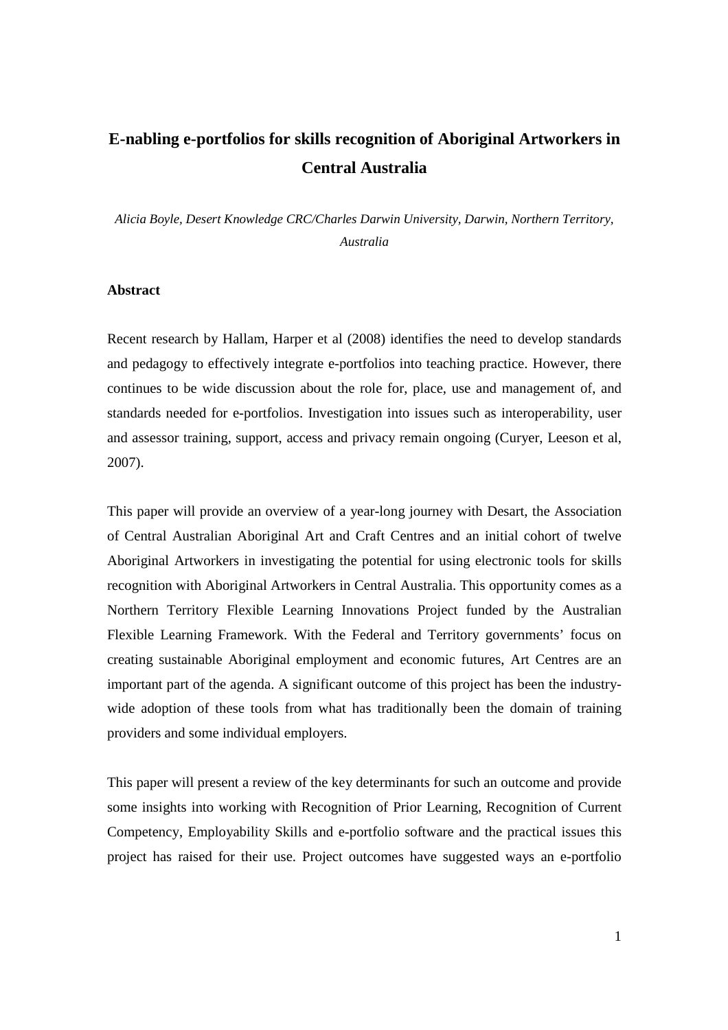# E-nabling e-portfolios for skills recognition of Aboriginal Artworkers in Central Australia

*Alicia Boyle, Desert Knowledge CRC/Charles Darwin University, Darwin, Northern Territory, Australia*

## Abstract

Recent research by Hallam, Harper et al (2008) identifies the need to develop standards and pedagogy to effectively integrate e-portfolios into teaching practice. However, there continues to be wide discussion about the role for, place, use and management of, and standards needed for e-portfolios. Investigation into issues such as interoperability, user and assessor training, support, access and privacy remain ongoing (Curyer, Leeson et al, 2007).

This paper will provide an overview of a year-long journey with Desart, the Association of Central Australian Aboriginal Art and Craft Centres and an initial cohort of twelve Aboriginal Artworkers in investigating the potential for using electronic tools for skills recognition with Aboriginal Artworkers in Central Australia. This opportunity comes as a Northern Territory Flexible Learning Innovations Project funded by the Australian Flexible Learning Framework. With the Federal and Territory governments' focus on creating sustainable Aboriginal employment and economic futures, Art Centres are an important part of the agenda. A significant outcome of this project has been the industry-wide adoption of these tools from what has traditionally been the domain of training providers and some individual employers.

This paper will present a review of the key determinants for such an outcome and provide some insights into working with Recognition of Prior Learning, Recognition of Current Competency, Employability Skills and e-portfolio software and the practical issues this project has raised for their use. Project outcomes have suggested ways an e-portfolio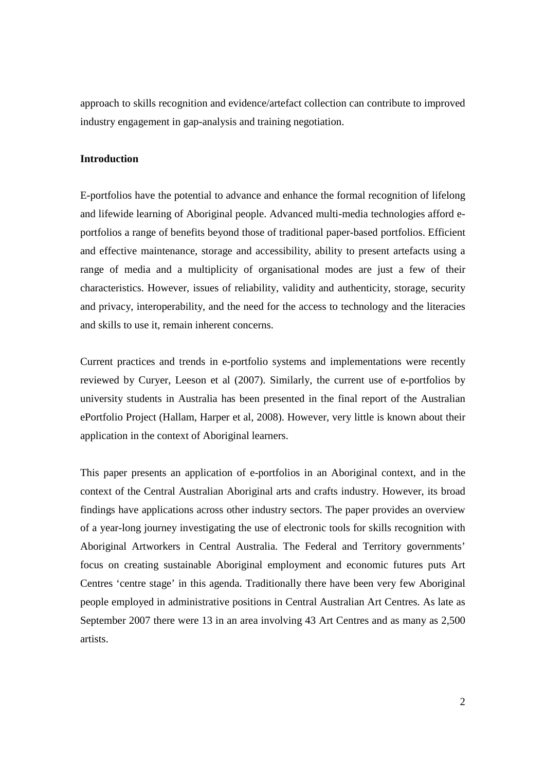approach to skills recognition and evidence/artefact collection can contribute to improved industry engagement in gap-analysis and training negotiation.

**Introduction**

E-portfolios have the potential to advance and enhance the formal recognition of lifelong and lifewide learning of Aboriginal people. Advanced multi-media technologies afford e-portfolios a range of benefits beyond those of traditional paper-based portfolios. Efficient and effective maintenance, storage and accessibility, ability to present artefacts using a range of media and a multiplicity of organisational modes are just a few of their characteristics. However, issues of reliability, validity and authenticity, storage, security and privacy, interoperability, and the need for the access to technology and the literacies and skills to use it, remain inherent concerns.

Current practices and trends in e-portfolio systems and implementations were recently reviewed by Curyer, Leeson et al (2007). Similarly, the current use of e-portfolios by university students in Australia has been presented in the final report of the Australian ePortfolio Project (Hallam, Harper et al, 2008). However, very little is known about their application in the context of Aboriginal learners.

This paper presents an application of e-portfolios in an Aboriginal context, and in the context of the Central Australian Aboriginal arts and crafts industry. However, its broad findings have applications across other industry sectors. The paper provides an overview of a year-long journey investigating the use of electronic tools for skills recognition with Aboriginal Artworkers in Central Australia. The Federal and Territory governments' focus on creating sustainable Aboriginal employment and economic futures puts Art Centres 'centre stage' in this agenda. Traditionally there have been very few Aboriginal people employed in administrative positions in Central Australian Art Centres. As late as September 2007 there were 13 in an area involving 43 Art Centres and as many as 2,500 artists.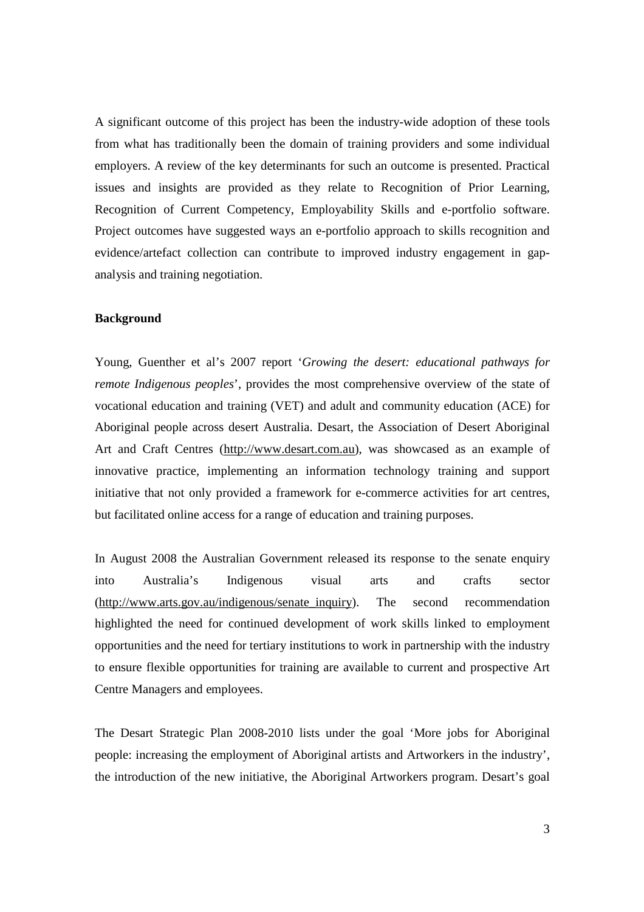A significant outcome of this project has been the industry-wide adoption of these tools from what has traditionally been the domain of training providers and some individual employers. A review of the key determinants for such an outcome is presented. Practical issues and insights are provided as they relate to Recognition of Prior Learning, Recognition of Current Competency, Employability Skills and e-portfolio software. Project outcomes have suggested ways an e-portfolio approach to skills recognition and evidence/artefact collection can contribute to improved industry engagement in gap-analysis and training negotiation.

**Background**

Young, Guenther et al's 2007 report '*Growing the desert: educational pathways for remote Indigenous peoples*', provides the most comprehensive overview of the state of vocational education and training (VET) and adult and community education (ACE) for Aboriginal people across desert Australia. Desart, the Association of Desert Aboriginal Art and Craft Centres (http://www.desart.com.au), was showcased as an example of innovative practice, implementing an information technology training and support initiative that not only provided a framework for e-commerce activities for art centres, but facilitated online access for a range of education and training purposes.

In August 2008 the Australian Government released its response to the senate enquiry into Australia's Indigenous visual arts and crafts sector (http://www.arts.gov.au/indigenous/senate_inquiry). The second recommendation highlighted the need for continued development of work skills linked to employment opportunities and the need for tertiary institutions to work in partnership with the industry to ensure flexible opportunities for training are available to current and prospective Art Centre Managers and employees.

The Desart Strategic Plan 2008-2010 lists under the goal 'More jobs for Aboriginal people: increasing the employment of Aboriginal artists and Artworkers in the industry', the introduction of the new initiative, the Aboriginal Artworkers program. Desart's goal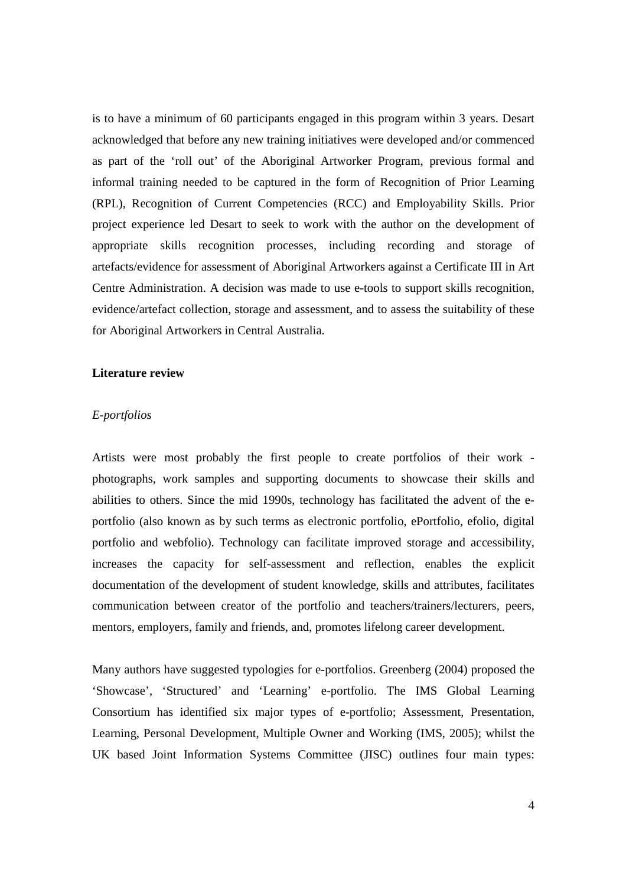is to have a minimum of 60 participants engaged in this program within 3 years. Desart acknowledged that before any new training initiatives were developed and/or commenced as part of the 'roll out' of the Aboriginal Artworker Program, previous formal and informal training needed to be captured in the form of Recognition of Prior Learning (RPL), Recognition of Current Competencies (RCC) and Employability Skills. Prior project experience led Desart to seek to work with the author on the development of appropriate skills recognition processes, including recording and storage of artefacts/evidence for assessment of Aboriginal Artworkers against a Certificate III in Art Centre Administration. A decision was made to use e-tools to support skills recognition, evidence/artefact collection, storage and assessment, and to assess the suitability of these for Aboriginal Artworkers in Central Australia.

## Literature review

### *E-portfolios*

Artists were most probably the first people to create portfolios of their work - photographs, work samples and supporting documents to showcase their skills and abilities to others. Since the mid 1990s, technology has facilitated the advent of the e-portfolio (also known as by such terms as electronic portfolio, ePortfolio, efolio, digital portfolio and webfolio). Technology can facilitate improved storage and accessibility, increases the capacity for self-assessment and reflection, enables the explicit documentation of the development of student knowledge, skills and attributes, facilitates communication between creator of the portfolio and teachers/trainers/lecturers, peers, mentors, employers, family and friends, and, promotes lifelong career development.

Many authors have suggested typologies for e-portfolios. Greenberg (2004) proposed the 'Showcase', 'Structured' and 'Learning' e-portfolio. The IMS Global Learning Consortium has identified six major types of e-portfolio; Assessment, Presentation, Learning, Personal Development, Multiple Owner and Working (IMS, 2005); whilst the UK based Joint Information Systems Committee (JISC) outlines four main types: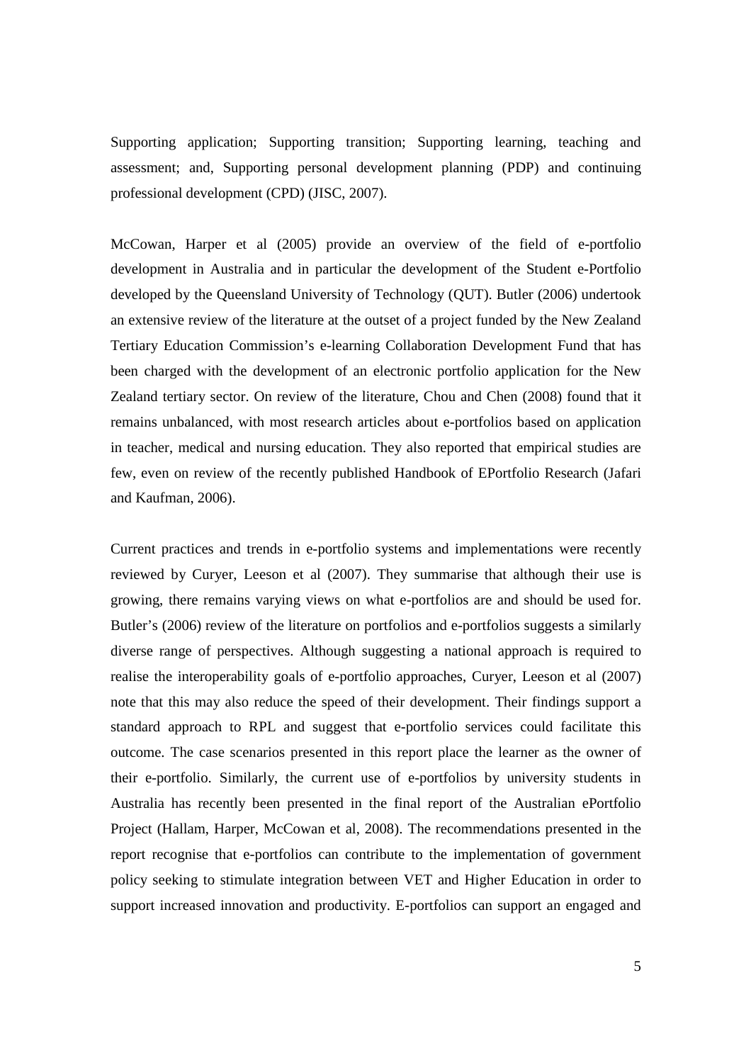Supporting application; Supporting transition; Supporting learning, teaching and assessment; and, Supporting personal development planning (PDP) and continuing professional development (CPD) (JISC, 2007).

McCowan, Harper et al (2005) provide an overview of the field of e-portfolio development in Australia and in particular the development of the Student e-Portfolio developed by the Queensland University of Technology (QUT). Butler (2006) undertook an extensive review of the literature at the outset of a project funded by the New Zealand Tertiary Education Commission's e-learning Collaboration Development Fund that has been charged with the development of an electronic portfolio application for the New Zealand tertiary sector. On review of the literature, Chou and Chen (2008) found that it remains unbalanced, with most research articles about e-portfolios based on application in teacher, medical and nursing education. They also reported that empirical studies are few, even on review of the recently published Handbook of EPortfolio Research (Jafari and Kaufman, 2006).

Current practices and trends in e-portfolio systems and implementations were recently reviewed by Curyer, Leeson et al (2007). They summarise that although their use is growing, there remains varying views on what e-portfolios are and should be used for. Butler's (2006) review of the literature on portfolios and e-portfolios suggests a similarly diverse range of perspectives. Although suggesting a national approach is required to realise the interoperability goals of e-portfolio approaches, Curyer, Leeson et al (2007) note that this may also reduce the speed of their development. Their findings support a standard approach to RPL and suggest that e-portfolio services could facilitate this outcome. The case scenarios presented in this report place the learner as the owner of their e-portfolio. Similarly, the current use of e-portfolios by university students in Australia has recently been presented in the final report of the Australian ePortfolio Project (Hallam, Harper, McCowan et al, 2008). The recommendations presented in the report recognise that e-portfolios can contribute to the implementation of government policy seeking to stimulate integration between VET and Higher Education in order to support increased innovation and productivity. E-portfolios can support an engaged and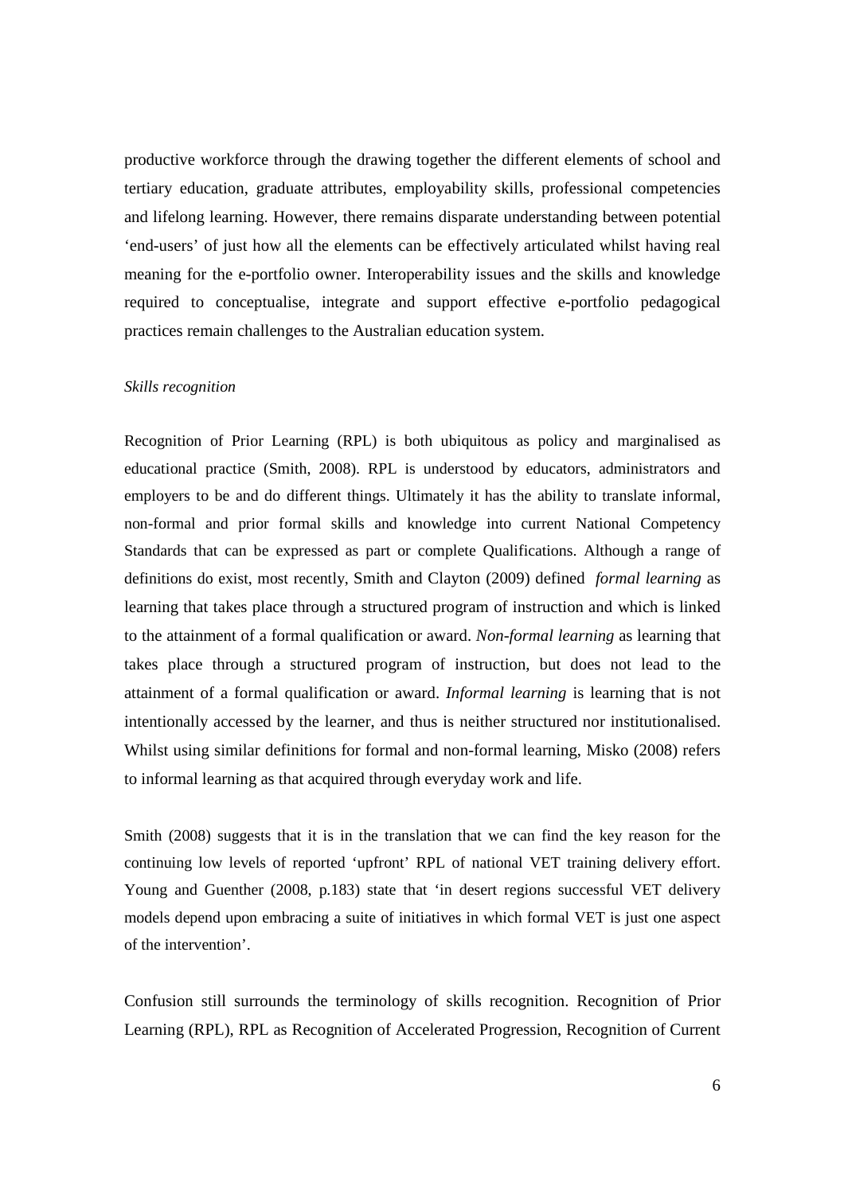productive workforce through the drawing together the different elements of school and tertiary education, graduate attributes, employability skills, professional competencies and lifelong learning. However, there remains disparate understanding between potential 'end-users' of just how all the elements can be effectively articulated whilst having real meaning for the e-portfolio owner. Interoperability issues and the skills and knowledge required to conceptualise, integrate and support effective e-portfolio pedagogical practices remain challenges to the Australian education system.

*Skills recognition*

Recognition of Prior Learning (RPL) is both ubiquitous as policy and marginalised as educational practice (Smith, 2008). RPL is understood by educators, administrators and employers to be and do different things. Ultimately it has the ability to translate informal, non-formal and prior formal skills and knowledge into current National Competency Standards that can be expressed as part or complete Qualifications. Although a range of definitions do exist, most recently, Smith and Clayton (2009) defined *formal learning* as learning that takes place through a structured program of instruction and which is linked to the attainment of a formal qualification or award. *Non-formal learning* as learning that takes place through a structured program of instruction, but does not lead to the attainment of a formal qualification or award. *Informal learning* is learning that is not intentionally accessed by the learner, and thus is neither structured nor institutionalised. Whilst using similar definitions for formal and non-formal learning, Misko (2008) refers to informal learning as that acquired through everyday work and life.

Smith (2008) suggests that it is in the translation that we can find the key reason for the continuing low levels of reported 'upfront' RPL of national VET training delivery effort. Young and Guenther (2008, p.183) state that 'in desert regions successful VET delivery models depend upon embracing a suite of initiatives in which formal VET is just one aspect of the intervention'.

Confusion still surrounds the terminology of skills recognition. Recognition of Prior Learning (RPL), RPL as Recognition of Accelerated Progression, Recognition of Current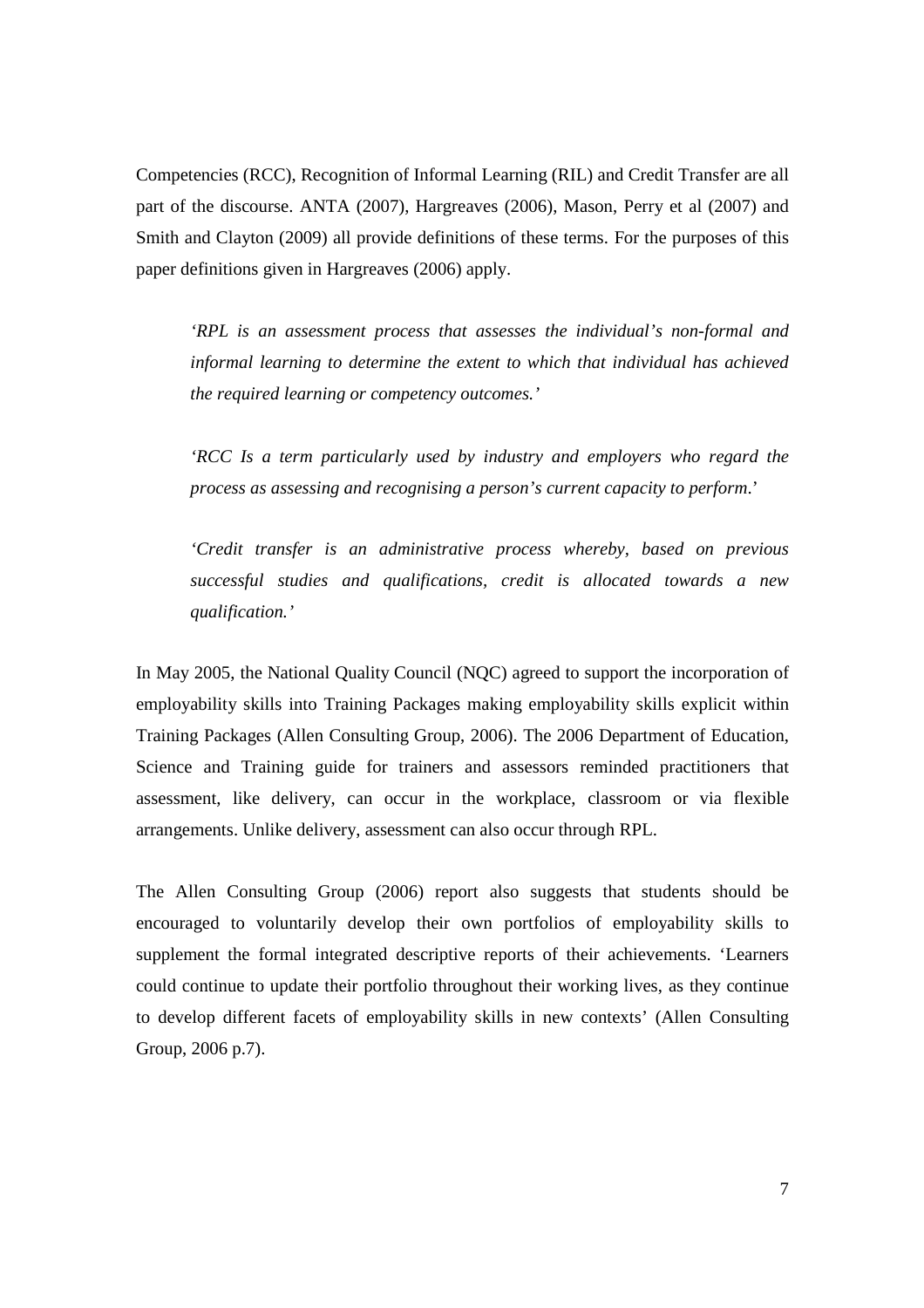Competencies (RCC), Recognition of Informal Learning (RIL) and Credit Transfer are all part of the discourse. ANTA (2007), Hargreaves (2006), Mason, Perry et al (2007) and Smith and Clayton (2009) all provide definitions of these terms. For the purposes of this paper definitions given in Hargreaves (2006) apply.

> *'RPL is an assessment process that assesses the individual's non-formal and informal learning to determine the extent to which that individual has achieved the required learning or competency outcomes.'*

> *'RCC Is a term particularly used by industry and employers who regard the process as assessing and recognising a person's current capacity to perform.'*

> *'Credit transfer is an administrative process whereby, based on previous successful studies and qualifications, credit is allocated towards a new qualification.'*

In May 2005, the National Quality Council (NQC) agreed to support the incorporation of employability skills into Training Packages making employability skills explicit within Training Packages (Allen Consulting Group, 2006). The 2006 Department of Education, Science and Training guide for trainers and assessors reminded practitioners that assessment, like delivery, can occur in the workplace, classroom or via flexible arrangements. Unlike delivery, assessment can also occur through RPL.

The Allen Consulting Group (2006) report also suggests that students should be encouraged to voluntarily develop their own portfolios of employability skills to supplement the formal integrated descriptive reports of their achievements. 'Learners could continue to update their portfolio throughout their working lives, as they continue to develop different facets of employability skills in new contexts' (Allen Consulting Group, 2006 p.7).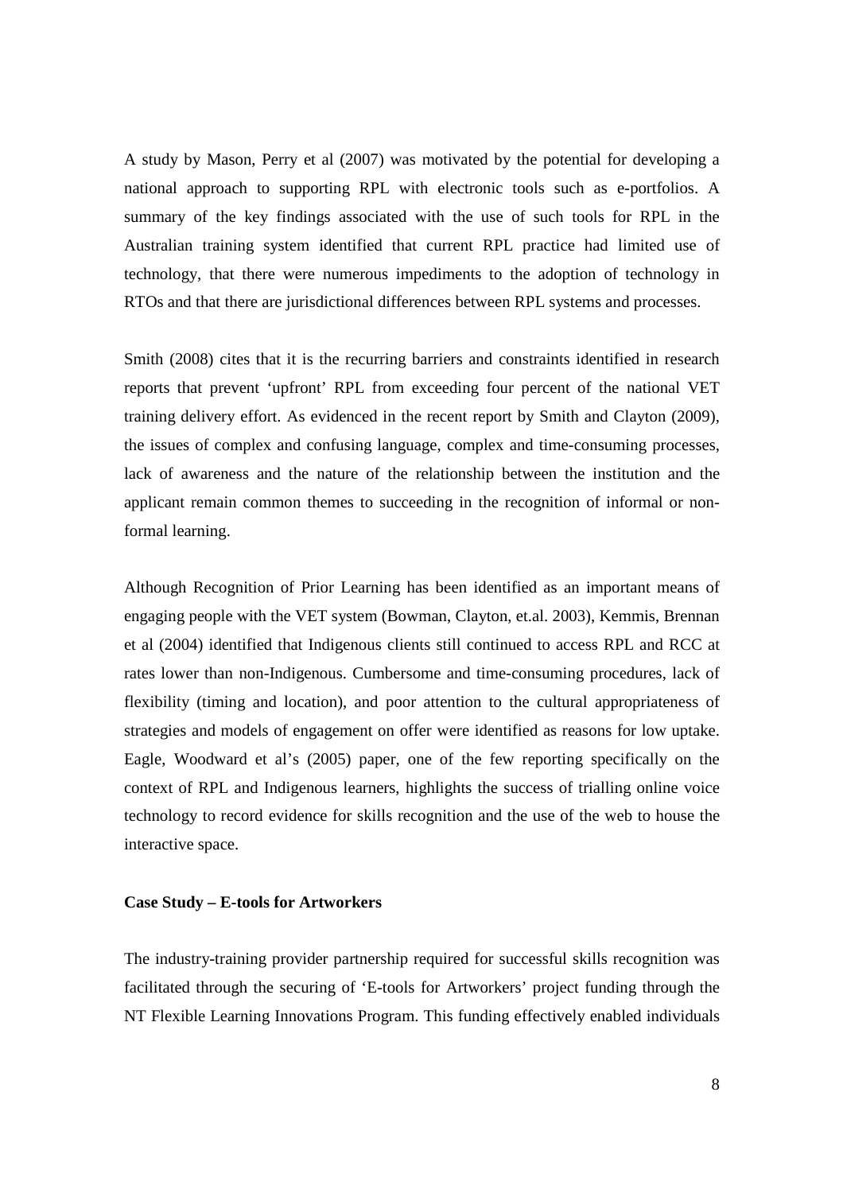A study by Mason, Perry et al (2007) was motivated by the potential for developing a national approach to supporting RPL with electronic tools such as e-portfolios. A summary of the key findings associated with the use of such tools for RPL in the Australian training system identified that current RPL practice had limited use of technology, that there were numerous impediments to the adoption of technology in RTOs and that there are jurisdictional differences between RPL systems and processes.

Smith (2008) cites that it is the recurring barriers and constraints identified in research reports that prevent 'upfront' RPL from exceeding four percent of the national VET training delivery effort. As evidenced in the recent report by Smith and Clayton (2009), the issues of complex and confusing language, complex and time-consuming processes, lack of awareness and the nature of the relationship between the institution and the applicant remain common themes to succeeding in the recognition of informal or non-formal learning.

Although Recognition of Prior Learning has been identified as an important means of engaging people with the VET system (Bowman, Clayton, et.al. 2003), Kemmis, Brennan et al (2004) identified that Indigenous clients still continued to access RPL and RCC at rates lower than non-Indigenous. Cumbersome and time-consuming procedures, lack of flexibility (timing and location), and poor attention to the cultural appropriateness of strategies and models of engagement on offer were identified as reasons for low uptake. Eagle, Woodward et al's (2005) paper, one of the few reporting specifically on the context of RPL and Indigenous learners, highlights the success of trialling online voice technology to record evidence for skills recognition and the use of the web to house the interactive space.

**Case Study – E-tools for Artworkers**

The industry-training provider partnership required for successful skills recognition was facilitated through the securing of 'E-tools for Artworkers' project funding through the NT Flexible Learning Innovations Program. This funding effectively enabled individuals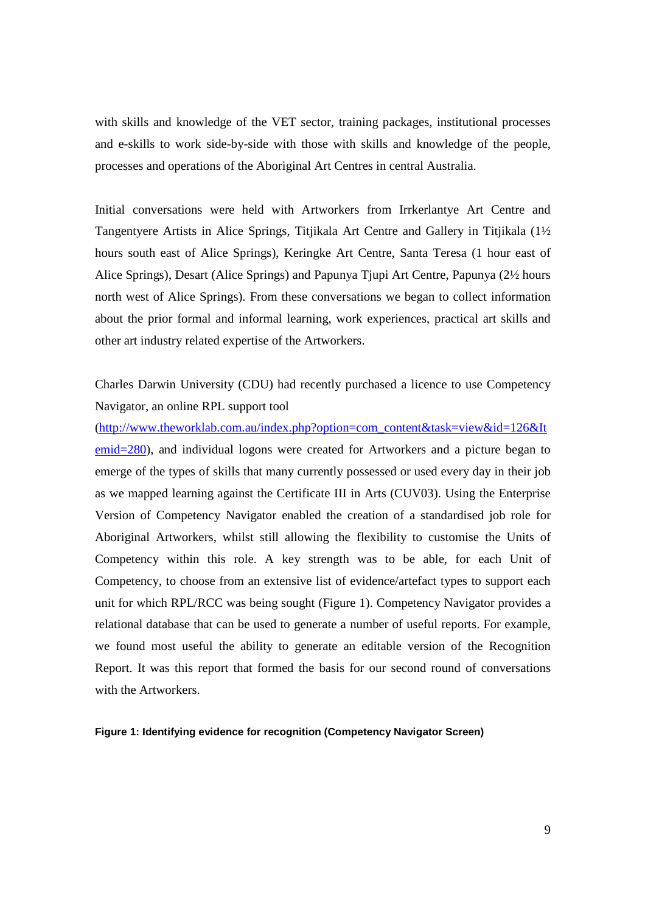with skills and knowledge of the VET sector, training packages, institutional processes and e-skills to work side-by-side with those with skills and knowledge of the people, processes and operations of the Aboriginal Art Centres in central Australia.

Initial conversations were held with Artworkers from Irrkerlantye Art Centre and Tangentyere Artists in Alice Springs, Titjikala Art Centre and Gallery in Titjikala (1½ hours south east of Alice Springs), Keringke Art Centre, Santa Teresa (1 hour east of Alice Springs), Desart (Alice Springs) and Papunya Tjupi Art Centre, Papunya (2½ hours north west of Alice Springs). From these conversations we began to collect information about the prior formal and informal learning, work experiences, practical art skills and other art industry related expertise of the Artworkers.

Charles Darwin University (CDU) had recently purchased a licence to use Competency Navigator, an online RPL support tool ([http://www.theworklab.com.au/index.php?option=com_content&task=view&id=126&Itemid=280](http://www.theworklab.com.au/index.php?option=com_content&task=view&id=126&Itemid=280)), and individual logons were created for Artworkers and a picture began to emerge of the types of skills that many currently possessed or used every day in their job as we mapped learning against the Certificate III in Arts (CUV03). Using the Enterprise Version of Competency Navigator enabled the creation of a standardised job role for Aboriginal Artworkers, whilst still allowing the flexibility to customise the Units of Competency within this role. A key strength was to be able, for each Unit of Competency, to choose from an extensive list of evidence/artefact types to support each unit for which RPL/RCC was being sought (Figure 1). Competency Navigator provides a relational database that can be used to generate a number of useful reports. For example, we found most useful the ability to generate an editable version of the Recognition Report. It was this report that formed the basis for our second round of conversations with the Artworkers.

**Figure 1: Identifying evidence for recognition (Competency Navigator Screen)**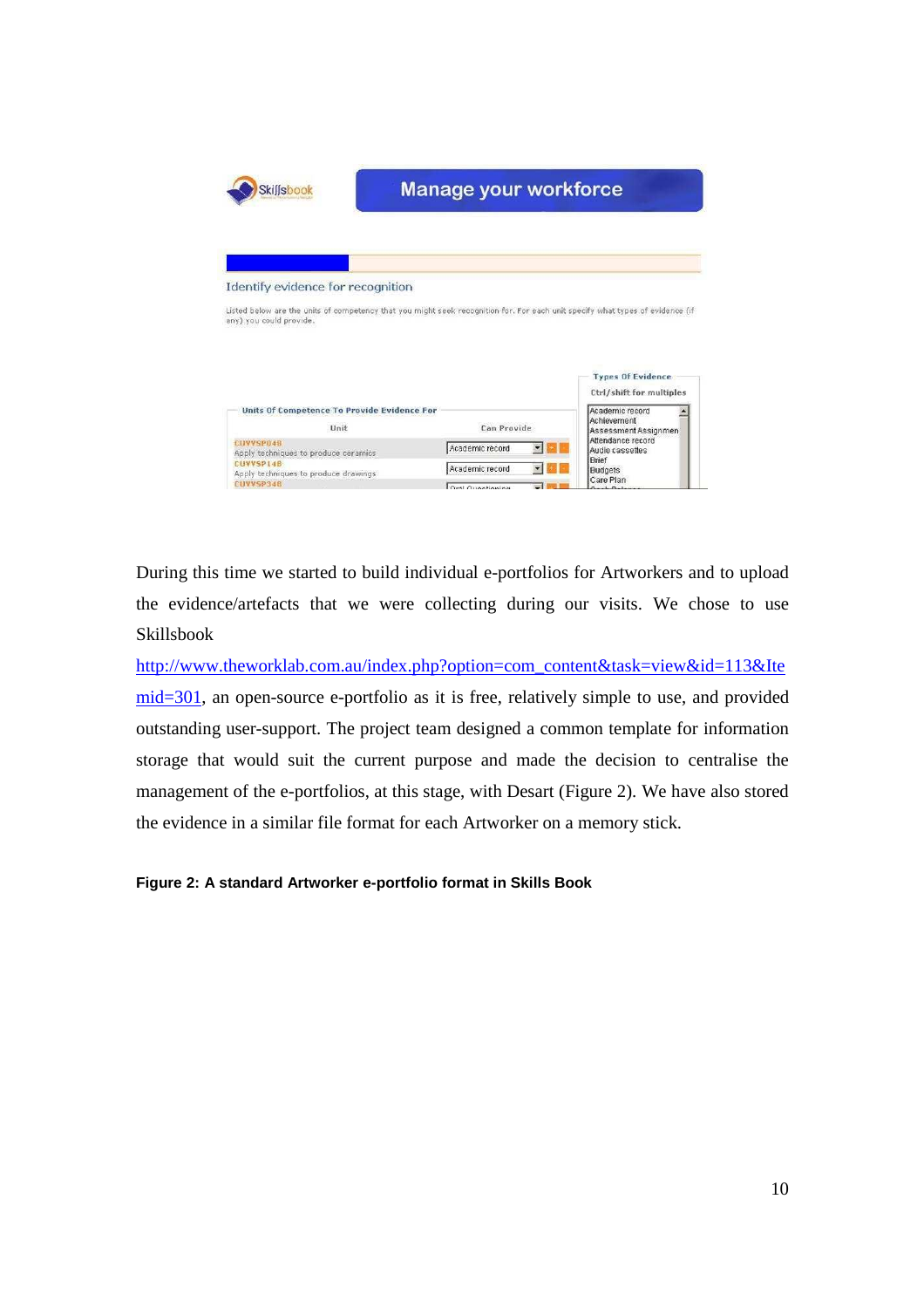During this time we started to build individual e-portfolios for Artworkers and to upload the evidence/artefacts that we were collecting during our visits. We chose to use Skillsbook http://www.theworklab.com.au/index.php?option=com_content&task=view&id=113&Itemid=301, an open-source e-portfolio as it is free, relatively simple to use, and provided outstanding user-support. The project team designed a common template for information storage that would suit the current purpose and made the decision to centralise the management of the e-portfolios, at this stage, with Desart (Figure 2). We have also stored the evidence in a similar file format for each Artworker on a memory stick.

**Figure 2: A standard Artworker e-portfolio format in Skills Book**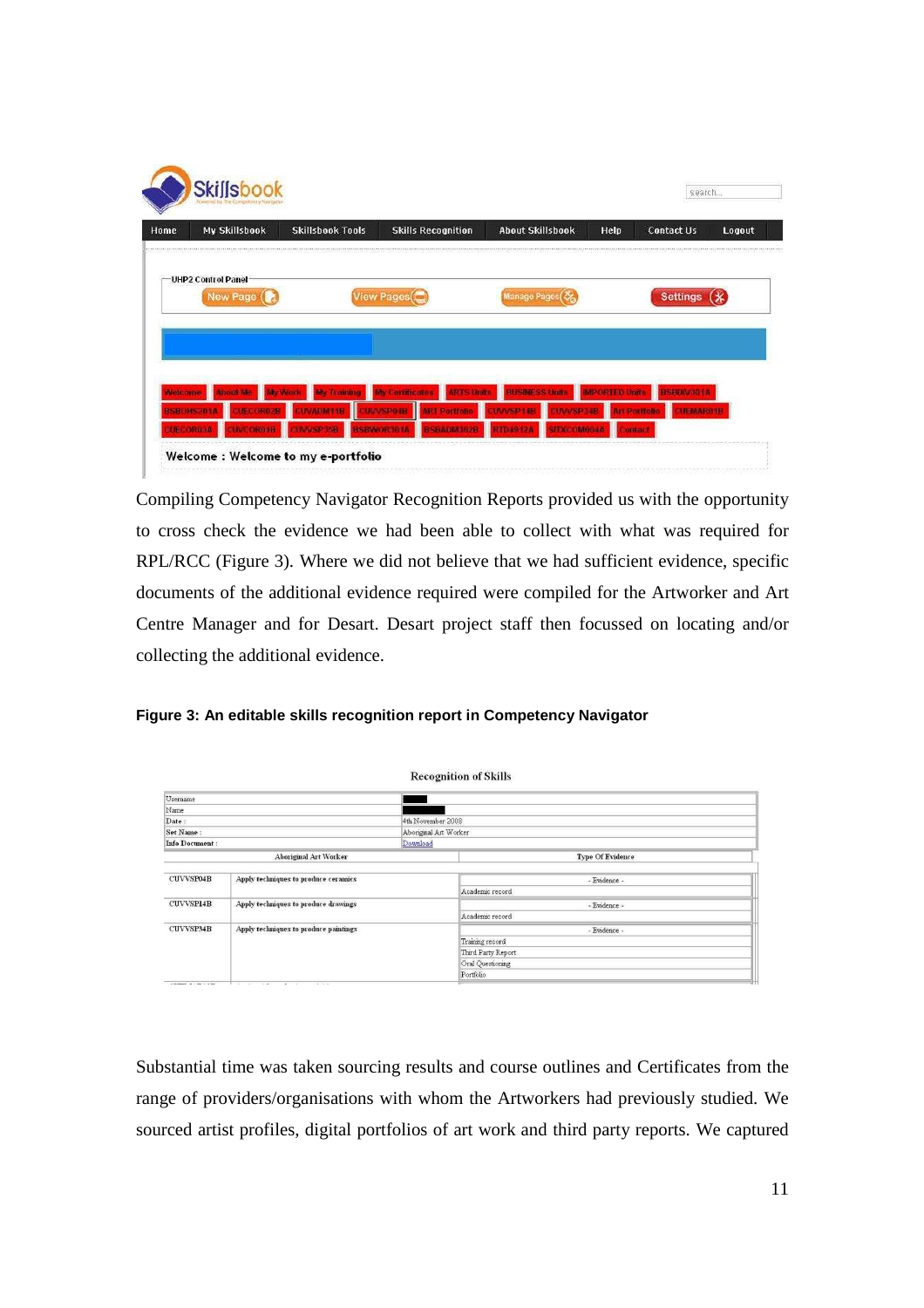Compiling Competency Navigator Recognition Reports provided us with the opportunity to cross check the evidence we had been able to collect with what was required for RPL/RCC (Figure 3). Where we did not believe that we had sufficient evidence, specific documents of the additional evidence required were compiled for the Artworker and Art Centre Manager and for Desart. Desart project staff then focussed on locating and/or collecting the additional evidence.

**Figure 3: An editable skills recognition report in Competency Navigator**

Substantial time was taken sourcing results and course outlines and Certificates from the range of providers/organisations with whom the Artworkers had previously studied. We sourced artist profiles, digital portfolios of art work and third party reports. We captured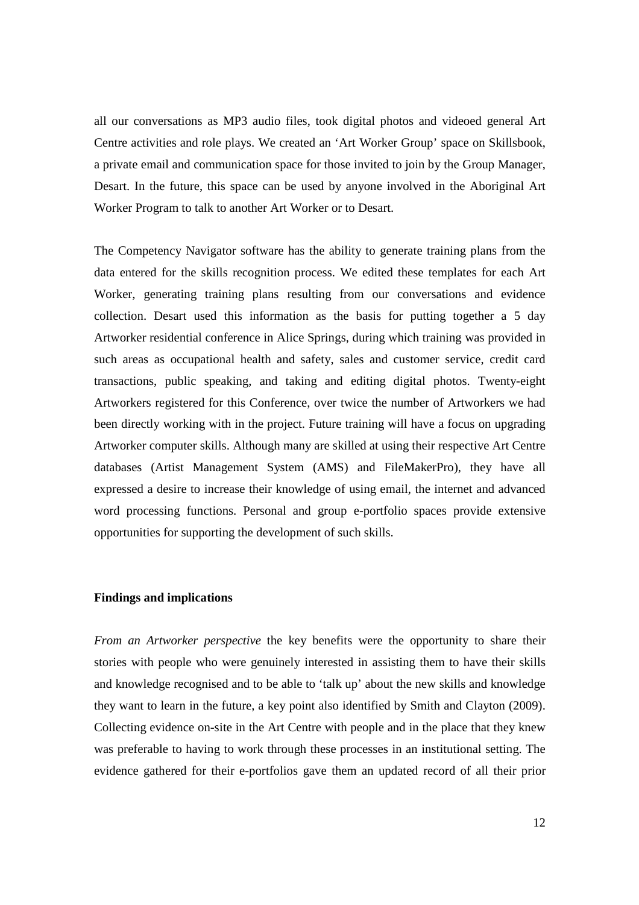all our conversations as MP3 audio files, took digital photos and videoed general Art Centre activities and role plays. We created an 'Art Worker Group' space on Skillsbook, a private email and communication space for those invited to join by the Group Manager, Desart. In the future, this space can be used by anyone involved in the Aboriginal Art Worker Program to talk to another Art Worker or to Desart.

The Competency Navigator software has the ability to generate training plans from the data entered for the skills recognition process. We edited these templates for each Art Worker, generating training plans resulting from our conversations and evidence collection. Desart used this information as the basis for putting together a 5 day Artworker residential conference in Alice Springs, during which training was provided in such areas as occupational health and safety, sales and customer service, credit card transactions, public speaking, and taking and editing digital photos. Twenty-eight Artworkers registered for this Conference, over twice the number of Artworkers we had been directly working with in the project. Future training will have a focus on upgrading Artworker computer skills. Although many are skilled at using their respective Art Centre databases (Artist Management System (AMS) and FileMakerPro), they have all expressed a desire to increase their knowledge of using email, the internet and advanced word processing functions. Personal and group e-portfolio spaces provide extensive opportunities for supporting the development of such skills.

**Findings and implications**

*From an Artworker perspective* the key benefits were the opportunity to share their stories with people who were genuinely interested in assisting them to have their skills and knowledge recognised and to be able to 'talk up' about the new skills and knowledge they want to learn in the future, a key point also identified by Smith and Clayton (2009). Collecting evidence on-site in the Art Centre with people and in the place that they knew was preferable to having to work through these processes in an institutional setting. The evidence gathered for their e-portfolios gave them an updated record of all their prior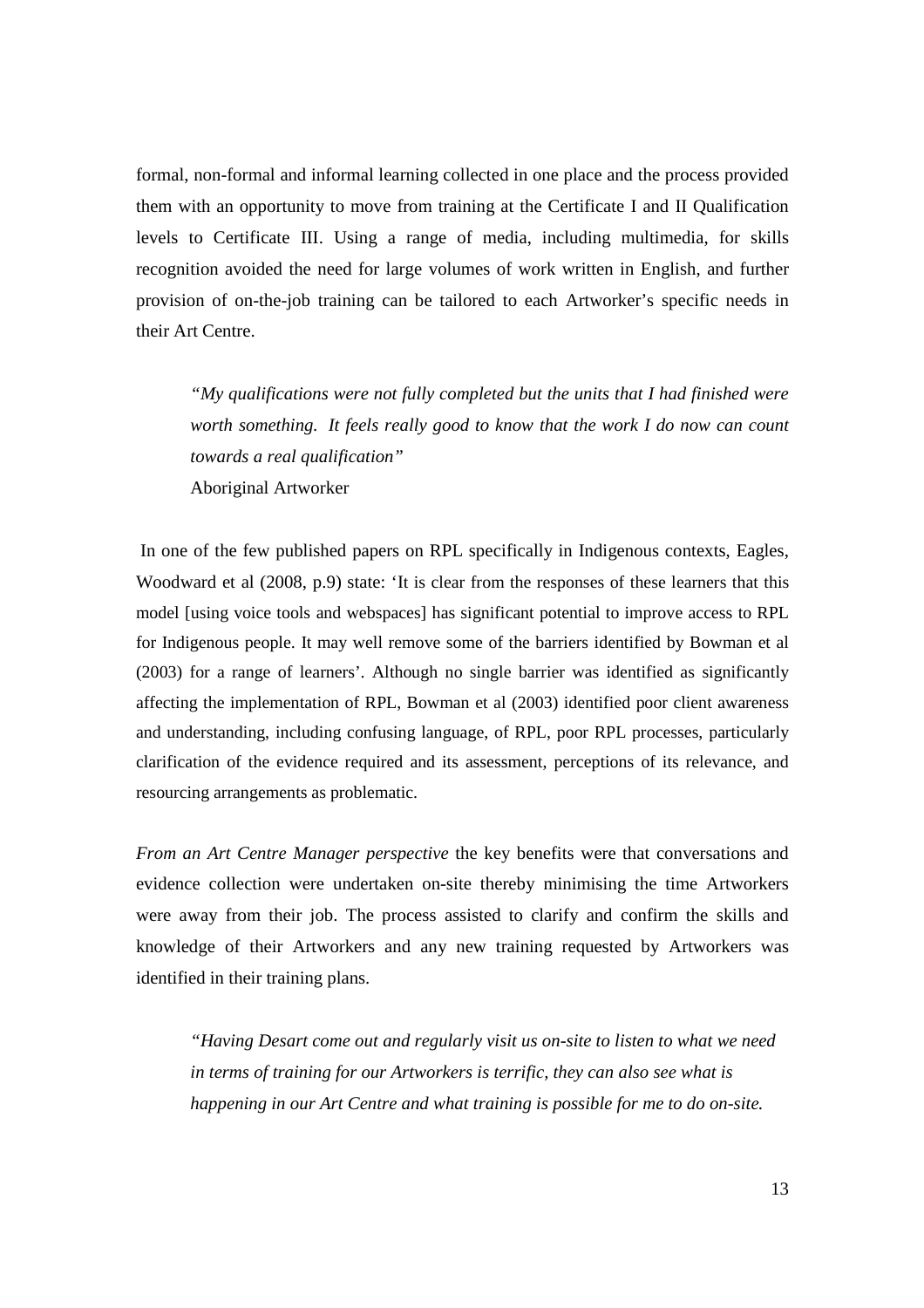formal, non-formal and informal learning collected in one place and the process provided them with an opportunity to move from training at the Certificate I and II Qualification levels to Certificate III. Using a range of media, including multimedia, for skills recognition avoided the need for large volumes of work written in English, and further provision of on-the-job training can be tailored to each Artworker's specific needs in their Art Centre.

> *"My qualifications were not fully completed but the units that I had finished were worth something. It feels really good to know that the work I do now can count towards a real qualification"*
> Aboriginal Artworker

In one of the few published papers on RPL specifically in Indigenous contexts, Eagles, Woodward et al (2008, p.9) state: 'It is clear from the responses of these learners that this model [using voice tools and webspaces] has significant potential to improve access to RPL for Indigenous people. It may well remove some of the barriers identified by Bowman et al (2003) for a range of learners'. Although no single barrier was identified as significantly affecting the implementation of RPL, Bowman et al (2003) identified poor client awareness and understanding, including confusing language, of RPL, poor RPL processes, particularly clarification of the evidence required and its assessment, perceptions of its relevance, and resourcing arrangements as problematic.

*From an Art Centre Manager perspective* the key benefits were that conversations and evidence collection were undertaken on-site thereby minimising the time Artworkers were away from their job. The process assisted to clarify and confirm the skills and knowledge of their Artworkers and any new training requested by Artworkers was identified in their training plans.

> *"Having Desart come out and regularly visit us on-site to listen to what we need in terms of training for our Artworkers is terrific, they can also see what is happening in our Art Centre and what training is possible for me to do on-site.*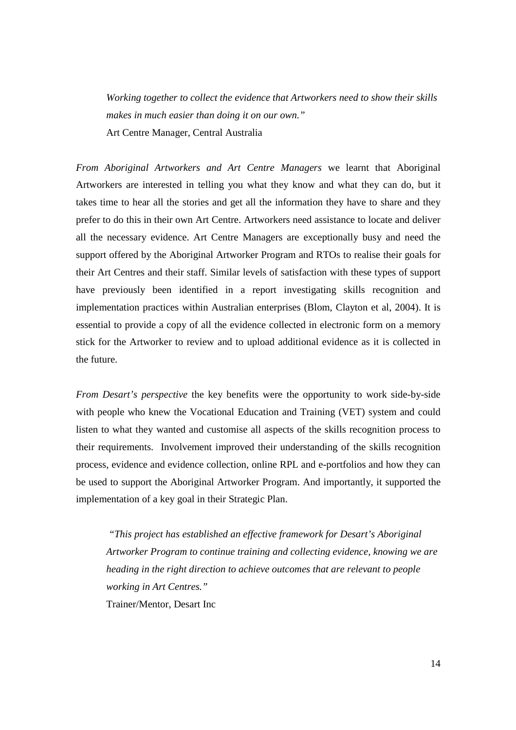> *Working together to collect the evidence that Artworkers need to show their skills makes in much easier than doing it on our own."*
> Art Centre Manager, Central Australia

*From Aboriginal Artworkers and Art Centre Managers* we learnt that Aboriginal Artworkers are interested in telling you what they know and what they can do, but it takes time to hear all the stories and get all the information they have to share and they prefer to do this in their own Art Centre. Artworkers need assistance to locate and deliver all the necessary evidence. Art Centre Managers are exceptionally busy and need the support offered by the Aboriginal Artworker Program and RTOs to realise their goals for their Art Centres and their staff. Similar levels of satisfaction with these types of support have previously been identified in a report investigating skills recognition and implementation practices within Australian enterprises (Blom, Clayton et al, 2004). It is essential to provide a copy of all the evidence collected in electronic form on a memory stick for the Artworker to review and to upload additional evidence as it is collected in the future.

*From Desart's perspective* the key benefits were the opportunity to work side-by-side with people who knew the Vocational Education and Training (VET) system and could listen to what they wanted and customise all aspects of the skills recognition process to their requirements. Involvement improved their understanding of the skills recognition process, evidence and evidence collection, online RPL and e-portfolios and how they can be used to support the Aboriginal Artworker Program. And importantly, it supported the implementation of a key goal in their Strategic Plan.

> *"This project has established an effective framework for Desart's Aboriginal Artworker Program to continue training and collecting evidence, knowing we are heading in the right direction to achieve outcomes that are relevant to people working in Art Centres."*
> Trainer/Mentor, Desart Inc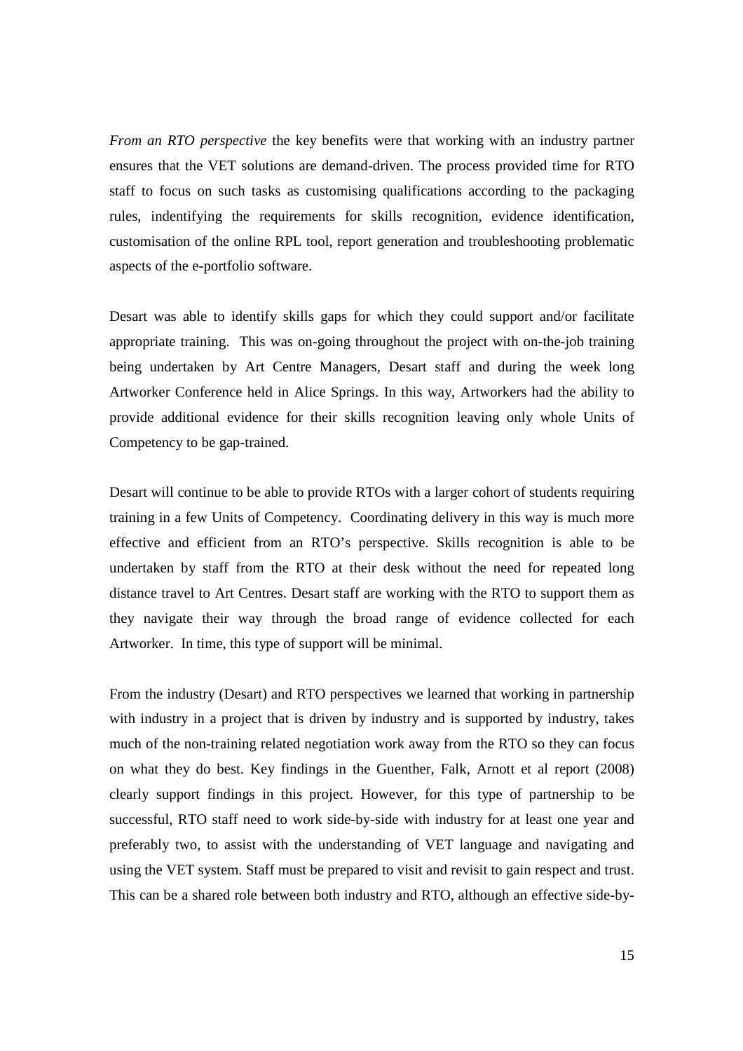*From an RTO perspective* the key benefits were that working with an industry partner ensures that the VET solutions are demand-driven. The process provided time for RTO staff to focus on such tasks as customising qualifications according to the packaging rules, indentifying the requirements for skills recognition, evidence identification, customisation of the online RPL tool, report generation and troubleshooting problematic aspects of the e-portfolio software.

Desart was able to identify skills gaps for which they could support and/or facilitate appropriate training. This was on-going throughout the project with on-the-job training being undertaken by Art Centre Managers, Desart staff and during the week long Artworker Conference held in Alice Springs. In this way, Artworkers had the ability to provide additional evidence for their skills recognition leaving only whole Units of Competency to be gap-trained.

Desart will continue to be able to provide RTOs with a larger cohort of students requiring training in a few Units of Competency. Coordinating delivery in this way is much more effective and efficient from an RTO's perspective. Skills recognition is able to be undertaken by staff from the RTO at their desk without the need for repeated long distance travel to Art Centres. Desart staff are working with the RTO to support them as they navigate their way through the broad range of evidence collected for each Artworker. In time, this type of support will be minimal.

From the industry (Desart) and RTO perspectives we learned that working in partnership with industry in a project that is driven by industry and is supported by industry, takes much of the non-training related negotiation work away from the RTO so they can focus on what they do best. Key findings in the Guenther, Falk, Arnott et al report (2008) clearly support findings in this project. However, for this type of partnership to be successful, RTO staff need to work side-by-side with industry for at least one year and preferably two, to assist with the understanding of VET language and navigating and using the VET system. Staff must be prepared to visit and revisit to gain respect and trust. This can be a shared role between both industry and RTO, although an effective side-by-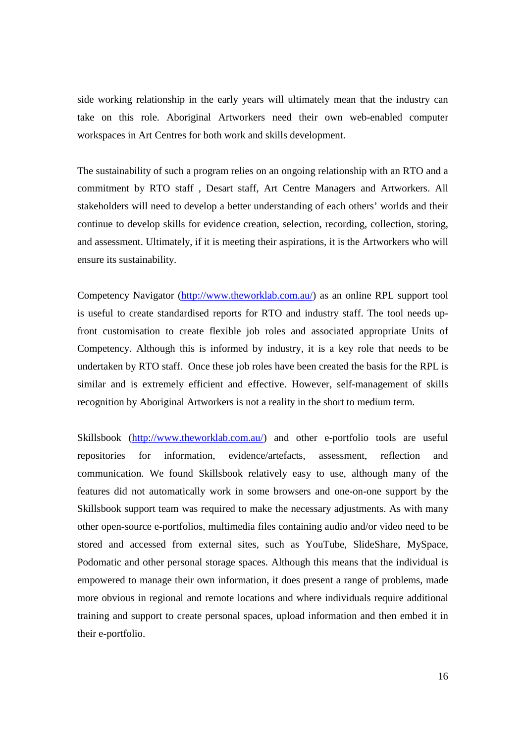side working relationship in the early years will ultimately mean that the industry can take on this role. Aboriginal Artworkers need their own web-enabled computer workspaces in Art Centres for both work and skills development.

The sustainability of such a program relies on an ongoing relationship with an RTO and a commitment by RTO staff , Desart staff, Art Centre Managers and Artworkers. All stakeholders will need to develop a better understanding of each others' worlds and their continue to develop skills for evidence creation, selection, recording, collection, storing, and assessment. Ultimately, if it is meeting their aspirations, it is the Artworkers who will ensure its sustainability.

Competency Navigator (http://www.theworklab.com.au/) as an online RPL support tool is useful to create standardised reports for RTO and industry staff. The tool needs up-front customisation to create flexible job roles and associated appropriate Units of Competency. Although this is informed by industry, it is a key role that needs to be undertaken by RTO staff. Once these job roles have been created the basis for the RPL is similar and is extremely efficient and effective. However, self-management of skills recognition by Aboriginal Artworkers is not a reality in the short to medium term.

Skillsbook (http://www.theworklab.com.au/) and other e-portfolio tools are useful repositories for information, evidence/artefacts, assessment, reflection and communication. We found Skillsbook relatively easy to use, although many of the features did not automatically work in some browsers and one-on-one support by the Skillsbook support team was required to make the necessary adjustments. As with many other open-source e-portfolios, multimedia files containing audio and/or video need to be stored and accessed from external sites, such as YouTube, SlideShare, MySpace, Podomatic and other personal storage spaces. Although this means that the individual is empowered to manage their own information, it does present a range of problems, made more obvious in regional and remote locations and where individuals require additional training and support to create personal spaces, upload information and then embed it in their e-portfolio.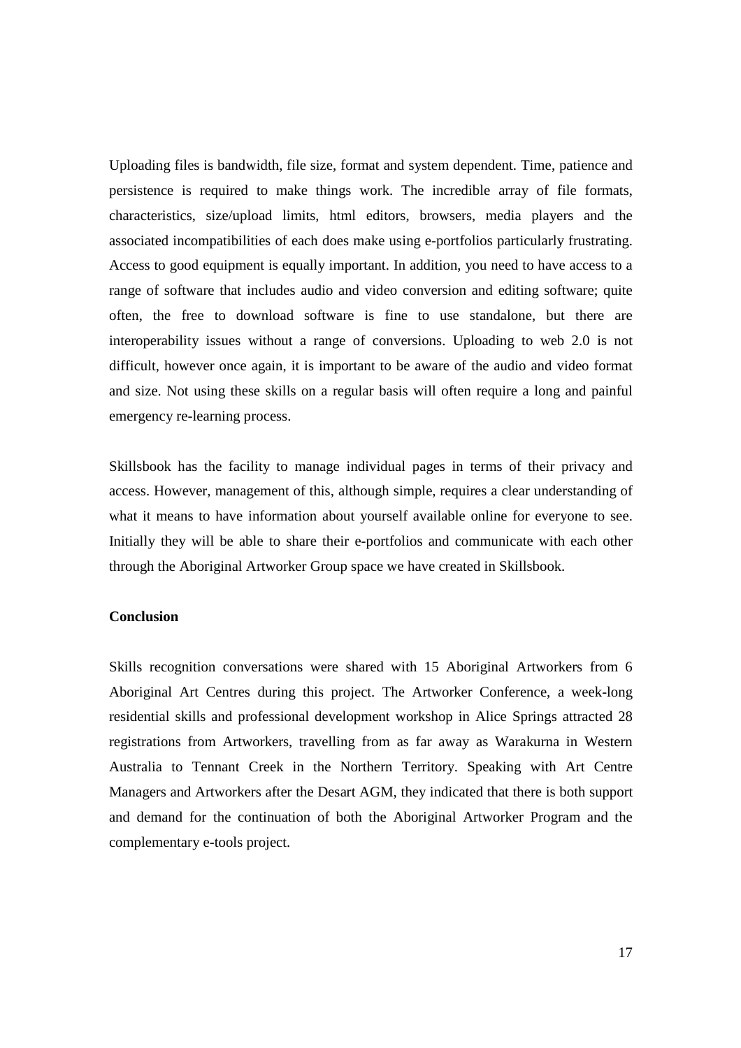Uploading files is bandwidth, file size, format and system dependent. Time, patience and persistence is required to make things work. The incredible array of file formats, characteristics, size/upload limits, html editors, browsers, media players and the associated incompatibilities of each does make using e-portfolios particularly frustrating. Access to good equipment is equally important. In addition, you need to have access to a range of software that includes audio and video conversion and editing software; quite often, the free to download software is fine to use standalone, but there are interoperability issues without a range of conversions. Uploading to web 2.0 is not difficult, however once again, it is important to be aware of the audio and video format and size. Not using these skills on a regular basis will often require a long and painful emergency re-learning process.

Skillsbook has the facility to manage individual pages in terms of their privacy and access. However, management of this, although simple, requires a clear understanding of what it means to have information about yourself available online for everyone to see. Initially they will be able to share their e-portfolios and communicate with each other through the Aboriginal Artworker Group space we have created in Skillsbook.

**Conclusion**

Skills recognition conversations were shared with 15 Aboriginal Artworkers from 6 Aboriginal Art Centres during this project. The Artworker Conference, a week-long residential skills and professional development workshop in Alice Springs attracted 28 registrations from Artworkers, travelling from as far away as Warakurna in Western Australia to Tennant Creek in the Northern Territory. Speaking with Art Centre Managers and Artworkers after the Desart AGM, they indicated that there is both support and demand for the continuation of both the Aboriginal Artworker Program and the complementary e-tools project.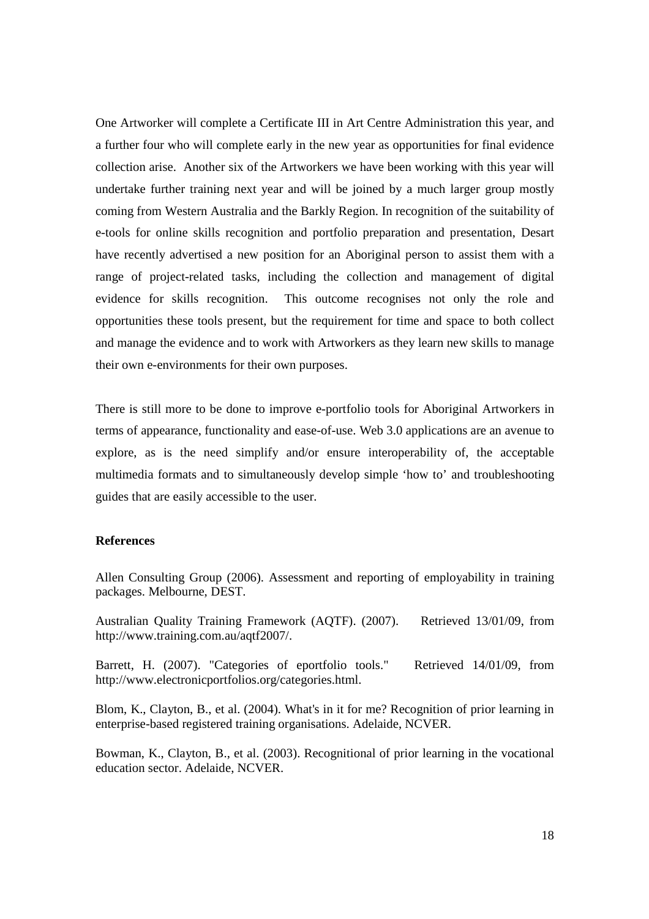One Artworker will complete a Certificate III in Art Centre Administration this year, and a further four who will complete early in the new year as opportunities for final evidence collection arise. Another six of the Artworkers we have been working with this year will undertake further training next year and will be joined by a much larger group mostly coming from Western Australia and the Barkly Region. In recognition of the suitability of e-tools for online skills recognition and portfolio preparation and presentation, Desart have recently advertised a new position for an Aboriginal person to assist them with a range of project-related tasks, including the collection and management of digital evidence for skills recognition. This outcome recognises not only the role and opportunities these tools present, but the requirement for time and space to both collect and manage the evidence and to work with Artworkers as they learn new skills to manage their own e-environments for their own purposes.

There is still more to be done to improve e-portfolio tools for Aboriginal Artworkers in terms of appearance, functionality and ease-of-use. Web 3.0 applications are an avenue to explore, as is the need simplify and/or ensure interoperability of, the acceptable multimedia formats and to simultaneously develop simple 'how to' and troubleshooting guides that are easily accessible to the user.

## References

Allen Consulting Group (2006). Assessment and reporting of employability in training packages. Melbourne, DEST.

Australian Quality Training Framework (AQTF). (2007). Retrieved 13/01/09, from http://www.training.com.au/aqtf2007/.

Barrett, H. (2007). "Categories of eportfolio tools." Retrieved 14/01/09, from http://www.electronicportfolios.org/categories.html.

Blom, K., Clayton, B., et al. (2004). What's in it for me? Recognition of prior learning in enterprise-based registered training organisations. Adelaide, NCVER.

Bowman, K., Clayton, B., et al. (2003). Recognitional of prior learning in the vocational education sector. Adelaide, NCVER.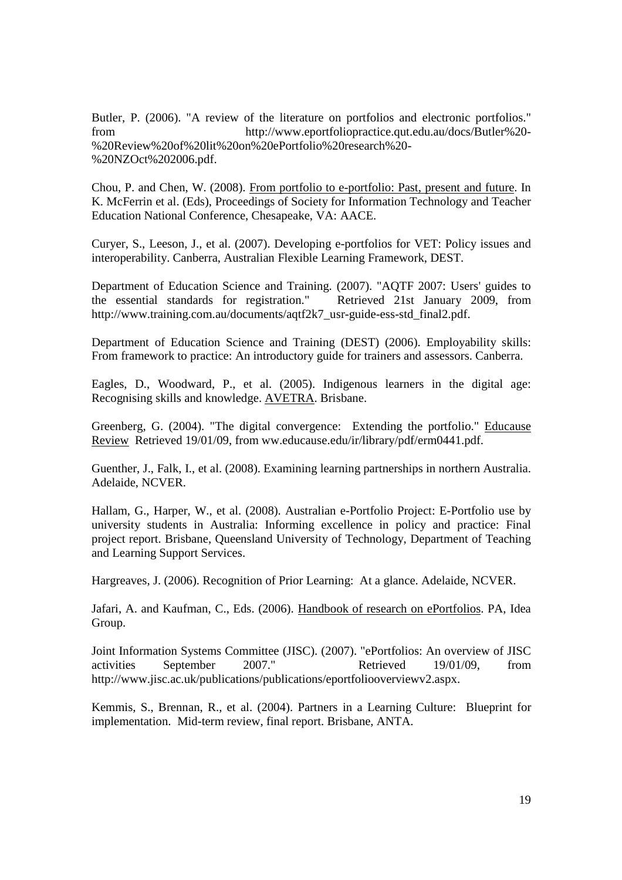Butler, P. (2006). "A review of the literature on portfolios and electronic portfolios." from http://www.eportfoliopractice.qut.edu.au/docs/Butler%20-%20Review%20of%20lit%20on%20ePortfolio%20research%20-%20NZOct%202006.pdf.

Chou, P. and Chen, W. (2008). From portfolio to e-portfolio: Past, present and future. In K. McFerrin et al. (Eds), Proceedings of Society for Information Technology and Teacher Education National Conference, Chesapeake, VA: AACE.

Curyer, S., Leeson, J., et al. (2007). Developing e-portfolios for VET: Policy issues and interoperability. Canberra, Australian Flexible Learning Framework, DEST.

Department of Education Science and Training. (2007). "AQTF 2007: Users' guides to the essential standards for registration." Retrieved 21st January 2009, from http://www.training.com.au/documents/aqtf2k7_usr-guide-ess-std_final2.pdf.

Department of Education Science and Training (DEST) (2006). Employability skills: From framework to practice: An introductory guide for trainers and assessors. Canberra.

Eagles, D., Woodward, P., et al. (2005). Indigenous learners in the digital age: Recognising skills and knowledge. AVETRA. Brisbane.

Greenberg, G. (2004). "The digital convergence: Extending the portfolio." Educause Review Retrieved 19/01/09, from ww.educause.edu/ir/library/pdf/erm0441.pdf.

Guenther, J., Falk, I., et al. (2008). Examining learning partnerships in northern Australia. Adelaide, NCVER.

Hallam, G., Harper, W., et al. (2008). Australian e-Portfolio Project: E-Portfolio use by university students in Australia: Informing excellence in policy and practice: Final project report. Brisbane, Queensland University of Technology, Department of Teaching and Learning Support Services.

Hargreaves, J. (2006). Recognition of Prior Learning: At a glance. Adelaide, NCVER.

Jafari, A. and Kaufman, C., Eds. (2006). Handbook of research on ePortfolios. PA, Idea Group.

Joint Information Systems Committee (JISC). (2007). "ePortfolios: An overview of JISC activities September 2007." Retrieved 19/01/09, from http://www.jisc.ac.uk/publications/publications/eportfoliooverviewv2.aspx.

Kemmis, S., Brennan, R., et al. (2004). Partners in a Learning Culture: Blueprint for implementation. Mid-term review, final report. Brisbane, ANTA.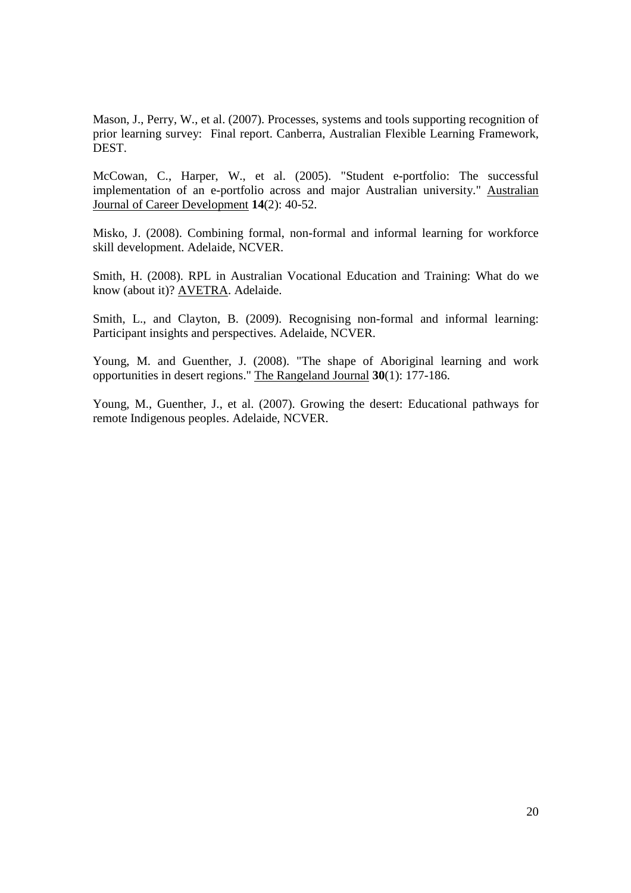Mason, J., Perry, W., et al. (2007). Processes, systems and tools supporting recognition of prior learning survey: Final report. Canberra, Australian Flexible Learning Framework, DEST.

McCowan, C., Harper, W., et al. (2005). "Student e-portfolio: The successful implementation of an e-portfolio across and major Australian university." Australian Journal of Career Development **14**(2): 40-52.

Misko, J. (2008). Combining formal, non-formal and informal learning for workforce skill development. Adelaide, NCVER.

Smith, H. (2008). RPL in Australian Vocational Education and Training: What do we know (about it)? AVETRA. Adelaide.

Smith, L., and Clayton, B. (2009). Recognising non-formal and informal learning: Participant insights and perspectives. Adelaide, NCVER.

Young, M. and Guenther, J. (2008). "The shape of Aboriginal learning and work opportunities in desert regions." The Rangeland Journal **30**(1): 177-186.

Young, M., Guenther, J., et al. (2007). Growing the desert: Educational pathways for remote Indigenous peoples. Adelaide, NCVER.